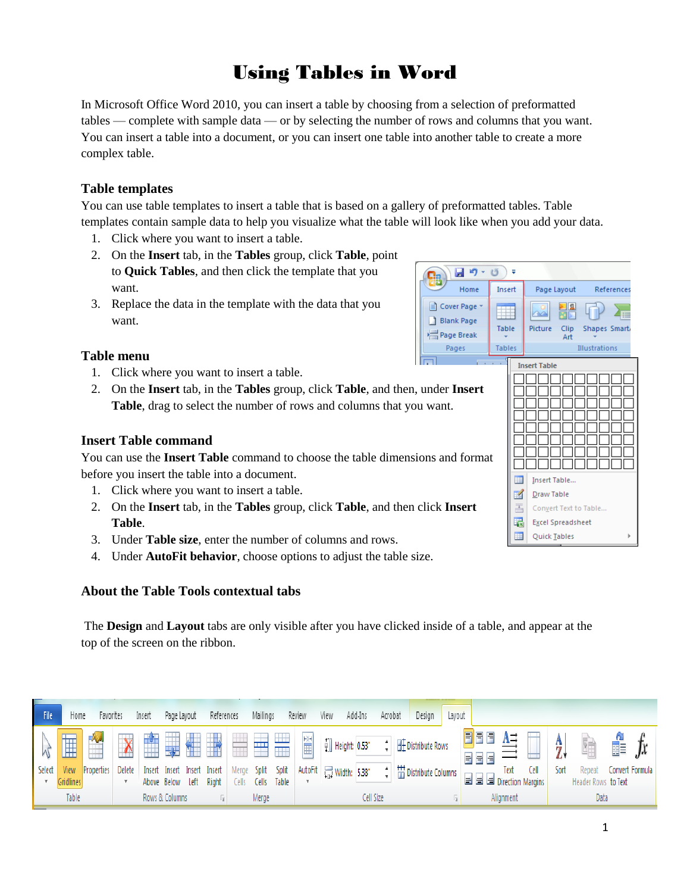# Using Tables in Word

In Microsoft Office Word 2010, you can insert a table by choosing from a selection of preformatted tables — complete with sample data — or by selecting the number of rows and columns that you want. You can insert a table into a document, or you can insert one table into another table to create a more complex table.

## Table templates

You can use table templates to insert a table that is based on a gallery of preformatted tables. Table templates contain sample data to help you visualize what the table will look like when you add your data.

1. Click where you want to insert a table.
2. On the **Insert** tab, in the **Tables** group, click **Table**, point to **Quick Tables**, and then click the template that you want.
3. Replace the data in the template with the data that you want.

## Table menu

1. Click where you want to insert a table.
2. On the **Insert** tab, in the **Tables** group, click **Table**, and then, under **Insert Table**, drag to select the number of rows and columns that you want.

## Insert Table command

You can use the **Insert Table** command to choose the table dimensions and format before you insert the table into a document.

1. Click where you want to insert a table.
2. On the **Insert** tab, in the **Tables** group, click **Table**, and then click **Insert Table**.
3. Under **Table size**, enter the number of columns and rows.
4. Under **AutoFit behavior**, choose options to adjust the table size.

## About the Table Tools contextual tabs

The **Design** and **Layout** tabs are only visible after you have clicked inside of a table, and appear at the top of the screen on the ribbon.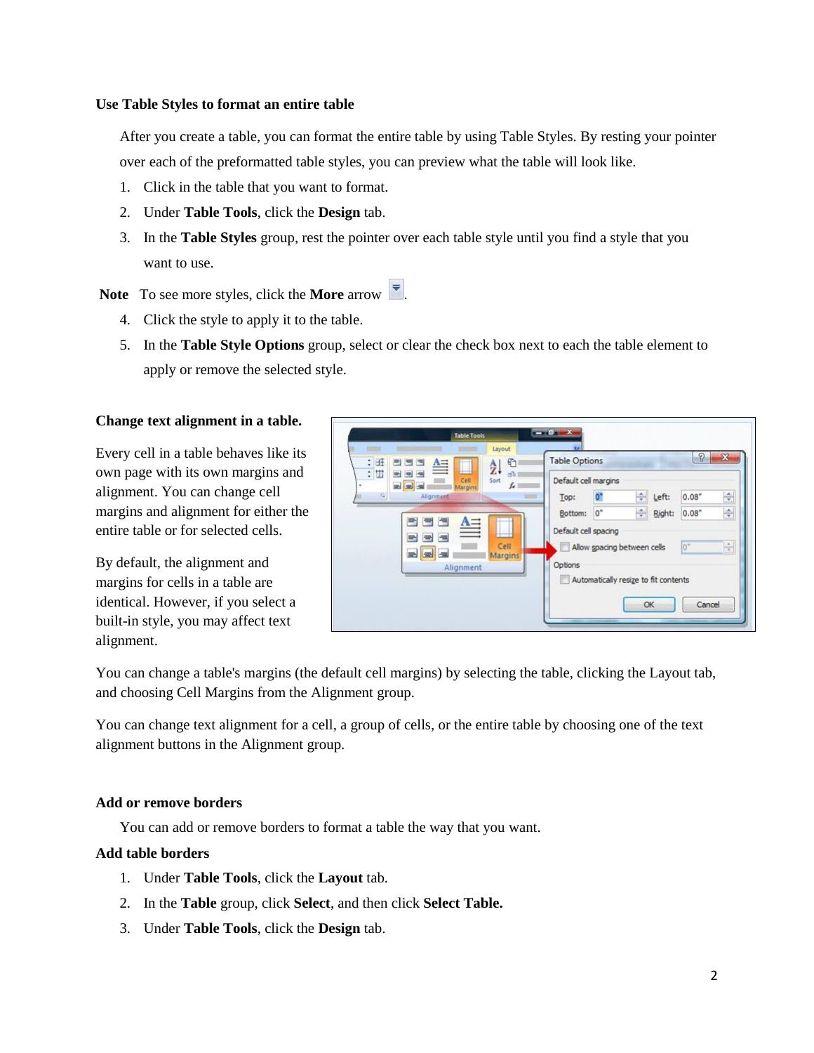### Use Table Styles to format an entire table

After you create a table, you can format the entire table by using Table Styles. By resting your pointer over each of the preformatted table styles, you can preview what the table will look like.

1. Click in the table that you want to format.
2. Under **Table Tools**, click the **Design** tab.
3. In the **Table Styles** group, rest the pointer over each table style until you find a style that you want to use.

**Note** To see more styles, click the **More** arrow.

4. Click the style to apply it to the table.
5. In the **Table Style Options** group, select or clear the check box next to each the table element to apply or remove the selected style.

### Change text alignment in a table.

Every cell in a table behaves like its own page with its own margins and alignment. You can change cell margins and alignment for either the entire table or for selected cells.

By default, the alignment and margins for cells in a table are identical. However, if you select a built-in style, you may affect text alignment.

You can change a table's margins (the default cell margins) by selecting the table, clicking the Layout tab, and choosing Cell Margins from the Alignment group.

You can change text alignment for a cell, a group of cells, or the entire table by choosing one of the text alignment buttons in the Alignment group.

### Add or remove borders

You can add or remove borders to format a table the way that you want.

#### Add table borders

1. Under **Table Tools**, click the **Layout** tab.
2. In the **Table** group, click **Select**, and then click **Select Table.**
3. Under **Table Tools**, click the **Design** tab.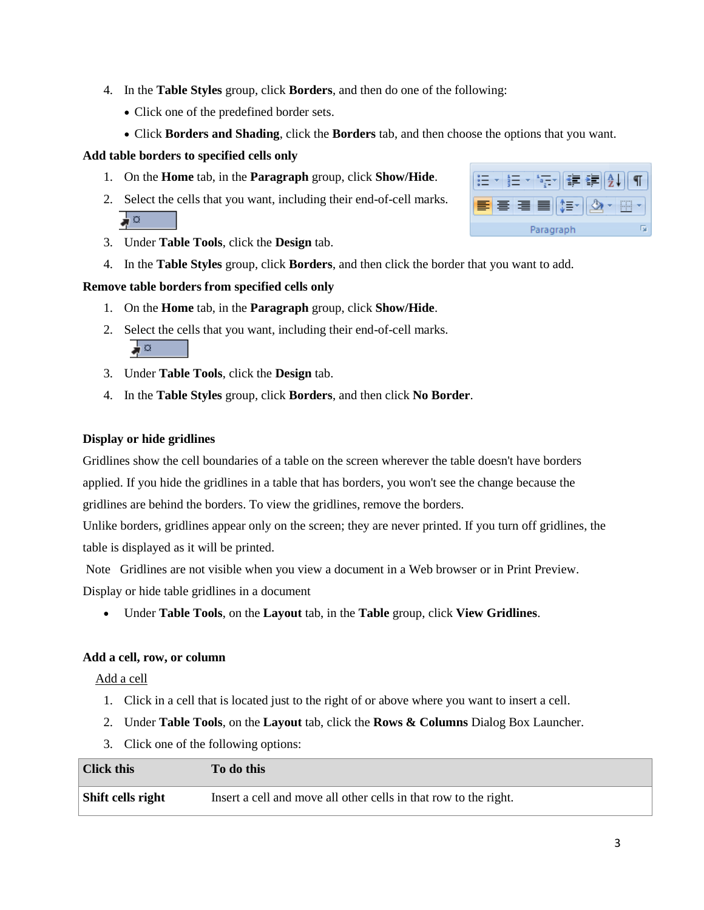4. In the **Table Styles** group, click **Borders**, and then do one of the following:
   - Click one of the predefined border sets.
   - Click **Borders and Shading**, click the **Borders** tab, and then choose the options that you want.

**Add table borders to specified cells only**

1. On the **Home** tab, in the **Paragraph** group, click **Show/Hide**.
2. Select the cells that you want, including their end-of-cell marks.
3. Under **Table Tools**, click the **Design** tab.
4. In the **Table Styles** group, click **Borders**, and then click the border that you want to add.

**Remove table borders from specified cells only**

1. On the **Home** tab, in the **Paragraph** group, click **Show/Hide**.
2. Select the cells that you want, including their end-of-cell marks.
3. Under **Table Tools**, click the **Design** tab.
4. In the **Table Styles** group, click **Borders**, and then click **No Border**.

**Display or hide gridlines**

Gridlines show the cell boundaries of a table on the screen wherever the table doesn't have borders applied. If you hide the gridlines in a table that has borders, you won't see the change because the gridlines are behind the borders. To view the gridlines, remove the borders.

Unlike borders, gridlines appear only on the screen; they are never printed. If you turn off gridlines, the table is displayed as it will be printed.

Note Gridlines are not visible when you view a document in a Web browser or in Print Preview.

Display or hide table gridlines in a document

- Under **Table Tools**, on the **Layout** tab, in the **Table** group, click **View Gridlines**.

**Add a cell, row, or column**

Add a cell

1. Click in a cell that is located just to the right of or above where you want to insert a cell.
2. Under **Table Tools**, on the **Layout** tab, click the **Rows & Columns** Dialog Box Launcher.
3. Click one of the following options:

| Click this | To do this |
| --- | --- |
| **Shift cells right** | Insert a cell and move all other cells in that row to the right. |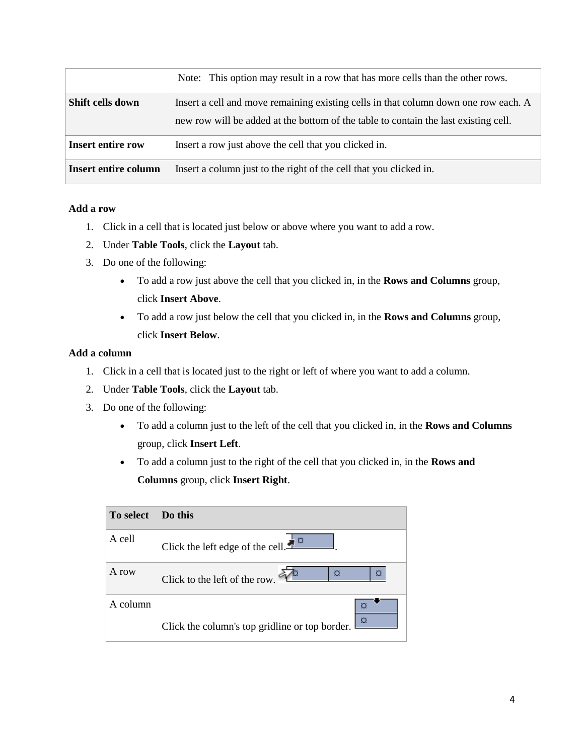| | |
|---|---|
| | Note: This option may result in a row that has more cells than the other rows. |
| **Shift cells down** | Insert a cell and move remaining existing cells in that column down one row each. A new row will be added at the bottom of the table to contain the last existing cell. |
| **Insert entire row** | Insert a row just above the cell that you clicked in. |
| **Insert entire column** | Insert a column just to the right of the cell that you clicked in. |

**Add a row**

1. Click in a cell that is located just below or above where you want to add a row.
2. Under **Table Tools**, click the **Layout** tab.
3. Do one of the following:
   - To add a row just above the cell that you clicked in, in the **Rows and Columns** group, click **Insert Above**.
   - To add a row just below the cell that you clicked in, in the **Rows and Columns** group, click **Insert Below**.

**Add a column**

1. Click in a cell that is located just to the right or left of where you want to add a column.
2. Under **Table Tools**, click the **Layout** tab.
3. Do one of the following:
   - To add a column just to the left of the cell that you clicked in, in the **Rows and Columns** group, click **Insert Left**.
   - To add a column just to the right of the cell that you clicked in, in the **Rows and Columns** group, click **Insert Right**.

| To select | Do this |
|---|---|
| A cell | Click the left edge of the cell. |
| A row | Click to the left of the row. |
| A column | Click the column's top gridline or top border. |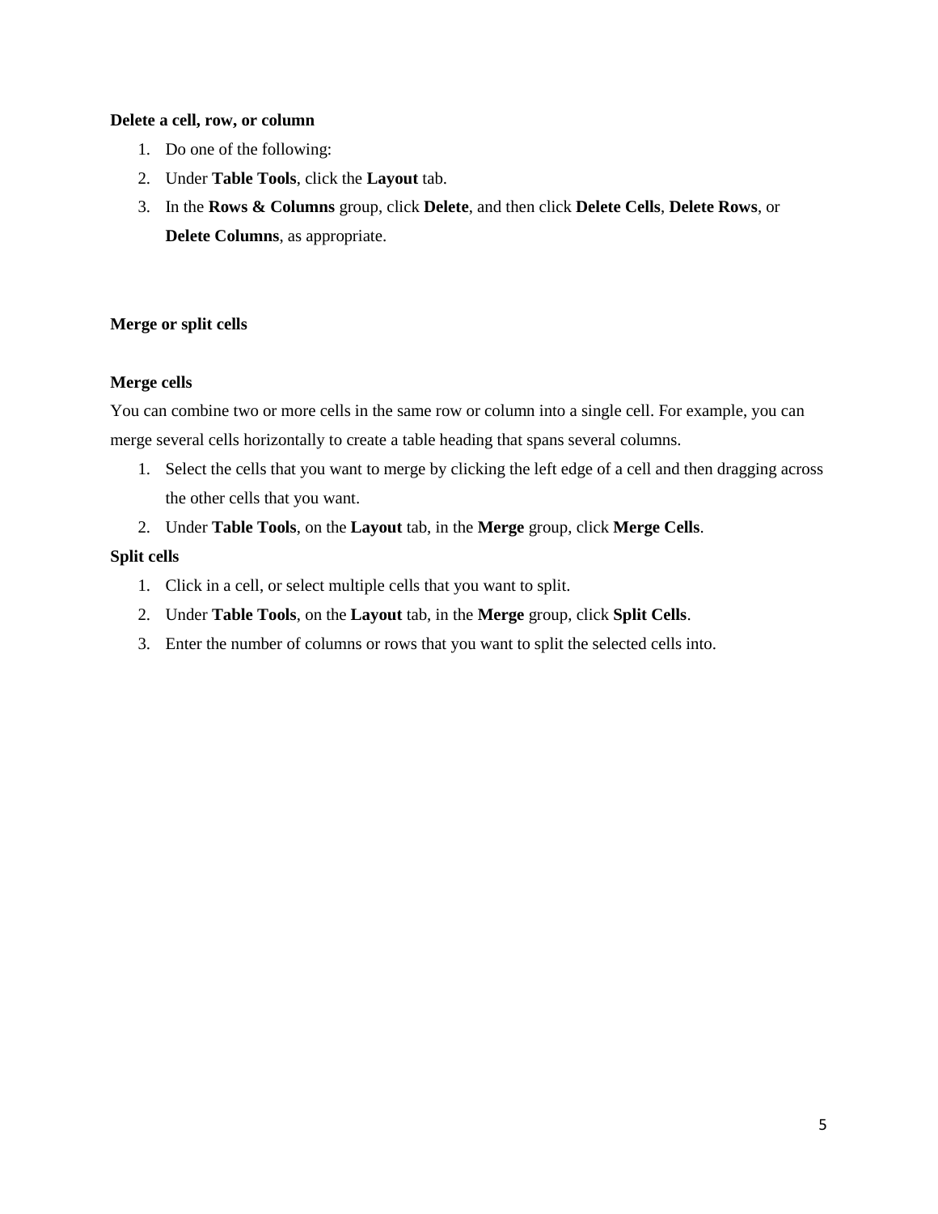**Delete a cell, row, or column**

1. Do one of the following:
2. Under **Table Tools**, click the **Layout** tab.
3. In the **Rows & Columns** group, click **Delete**, and then click **Delete Cells**, **Delete Rows**, or **Delete Columns**, as appropriate.

**Merge or split cells**

**Merge cells**

You can combine two or more cells in the same row or column into a single cell. For example, you can merge several cells horizontally to create a table heading that spans several columns.

1. Select the cells that you want to merge by clicking the left edge of a cell and then dragging across the other cells that you want.
2. Under **Table Tools**, on the **Layout** tab, in the **Merge** group, click **Merge Cells**.

**Split cells**

1. Click in a cell, or select multiple cells that you want to split.
2. Under **Table Tools**, on the **Layout** tab, in the **Merge** group, click **Split Cells**.
3. Enter the number of columns or rows that you want to split the selected cells into.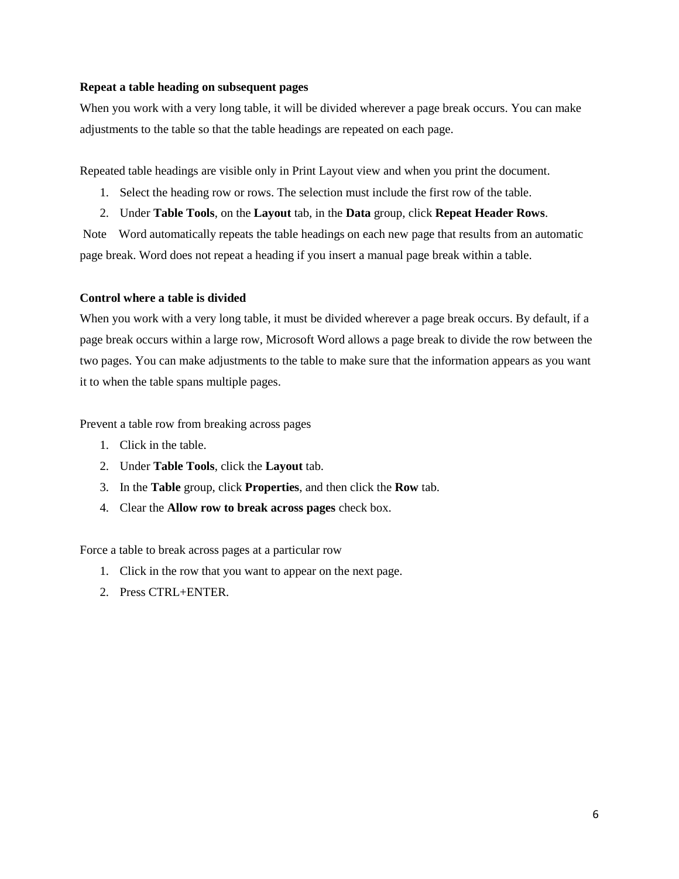**Repeat a table heading on subsequent pages**

When you work with a very long table, it will be divided wherever a page break occurs. You can make adjustments to the table so that the table headings are repeated on each page.

Repeated table headings are visible only in Print Layout view and when you print the document.

1. Select the heading row or rows. The selection must include the first row of the table.
2. Under **Table Tools**, on the **Layout** tab, in the **Data** group, click **Repeat Header Rows**.

Note Word automatically repeats the table headings on each new page that results from an automatic page break. Word does not repeat a heading if you insert a manual page break within a table.

**Control where a table is divided**

When you work with a very long table, it must be divided wherever a page break occurs. By default, if a page break occurs within a large row, Microsoft Word allows a page break to divide the row between the two pages. You can make adjustments to the table to make sure that the information appears as you want it to when the table spans multiple pages.

Prevent a table row from breaking across pages

1. Click in the table.
2. Under **Table Tools**, click the **Layout** tab.
3. In the **Table** group, click **Properties**, and then click the **Row** tab.
4. Clear the **Allow row to break across pages** check box.

Force a table to break across pages at a particular row

1. Click in the row that you want to appear on the next page.
2. Press CTRL+ENTER.